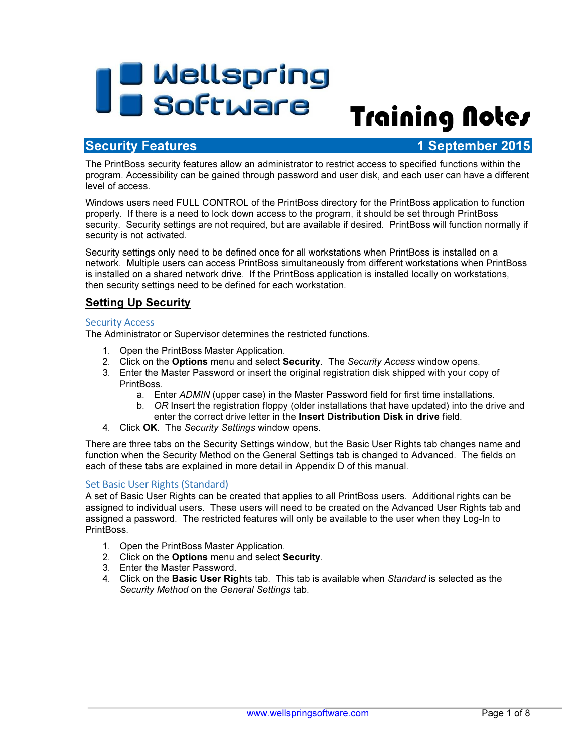# Wellspring Software Training Notes

## Security Features — 1 September 2015

The PrintBoss security features allow an administrator to restrict access to specified functions within the program. Accessibility can be gained through password and user disk, and each user can have a different level of access.

Windows users need FULL CONTROL of the PrintBoss directory for the PrintBoss application to function properly. If there is a need to lock down access to the program, it should be set through PrintBoss security. Security settings are not required, but are available if desired. PrintBoss will function normally if security is not activated.

Security settings only need to be defined once for all workstations when PrintBoss is installed on a network. Multiple users can access PrintBoss simultaneously from different workstations when PrintBoss is installed on a shared network drive. If the PrintBoss application is installed locally on workstations, then security settings need to be defined for each workstation.

## Setting Up Security

### Security Access

The Administrator or Supervisor determines the restricted functions.

1. Open the PrintBoss Master Application.
2. Click on the **Options** menu and select **Security**. The *Security Access* window opens.
3. Enter the Master Password or insert the original registration disk shipped with your copy of PrintBoss.
   a. Enter *ADMIN* (upper case) in the Master Password field for first time installations.
   b. *OR* Insert the registration floppy (older installations that have updated) into the drive and enter the correct drive letter in the **Insert Distribution Disk in drive** field.
4. Click **OK**. The *Security Settings* window opens.

There are three tabs on the Security Settings window, but the Basic User Rights tab changes name and function when the Security Method on the General Settings tab is changed to Advanced. The fields on each of these tabs are explained in more detail in Appendix D of this manual.

### Set Basic User Rights (Standard)

A set of Basic User Rights can be created that applies to all PrintBoss users. Additional rights can be assigned to individual users. These users will need to be created on the Advanced User Rights tab and assigned a password. The restricted features will only be available to the user when they Log-In to PrintBoss.

1. Open the PrintBoss Master Application.
2. Click on the **Options** menu and select **Security**.
3. Enter the Master Password.
4. Click on the **Basic User Rights** tab. This tab is available when *Standard* is selected as the *Security Method* on the *General Settings* tab.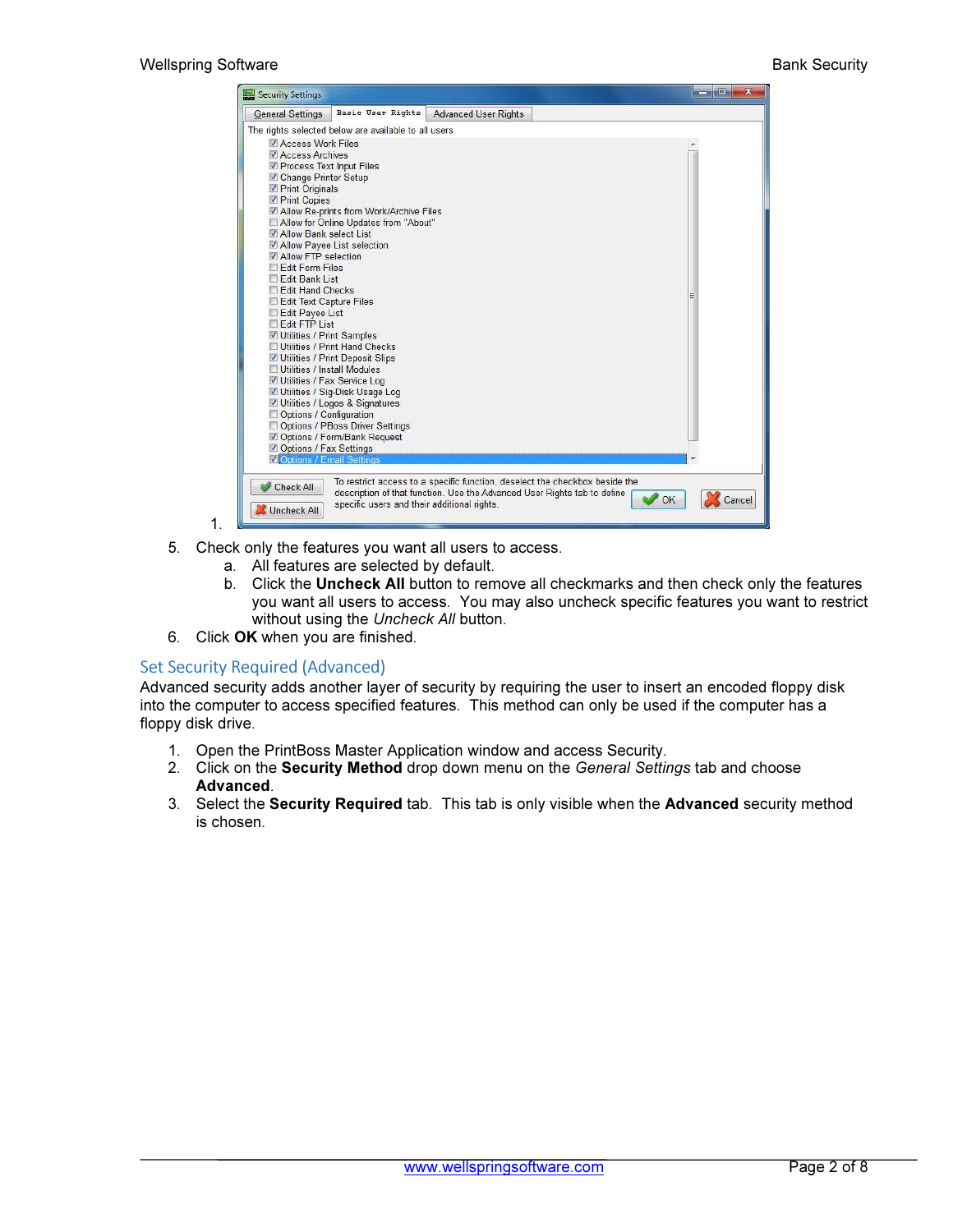1.

5. Check only the features you want all users to access.
   a. All features are selected by default.
   b. Click the **Uncheck All** button to remove all checkmarks and then check only the features you want all users to access. You may also uncheck specific features you want to restrict without using the *Uncheck All* button.
6. Click **OK** when you are finished.

## Set Security Required (Advanced)

Advanced security adds another layer of security by requiring the user to insert an encoded floppy disk into the computer to access specified features. This method can only be used if the computer has a floppy disk drive.

1. Open the PrintBoss Master Application window and access Security.
2. Click on the **Security Method** drop down menu on the *General Settings* tab and choose **Advanced**.
3. Select the **Security Required** tab. This tab is only visible when the **Advanced** security method is chosen.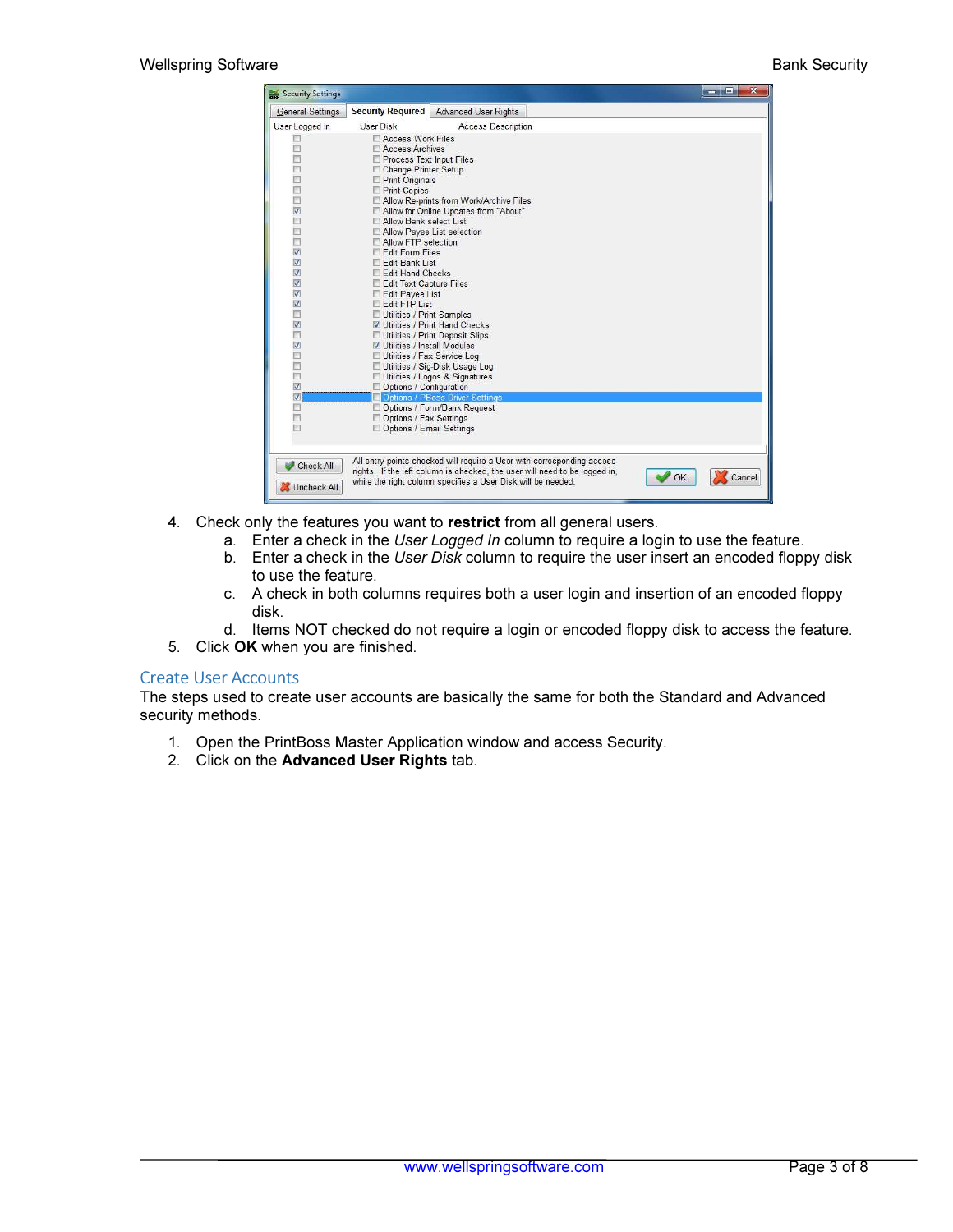4. Check only the features you want to **restrict** from all general users.
   a. Enter a check in the *User Logged In* column to require a login to use the feature.
   b. Enter a check in the *User Disk* column to require the user insert an encoded floppy disk to use the feature.
   c. A check in both columns requires both a user login and insertion of an encoded floppy disk.
   d. Items NOT checked do not require a login or encoded floppy disk to access the feature.
5. Click **OK** when you are finished.

## Create User Accounts

The steps used to create user accounts are basically the same for both the Standard and Advanced security methods.

1. Open the PrintBoss Master Application window and access Security.
2. Click on the **Advanced User Rights** tab.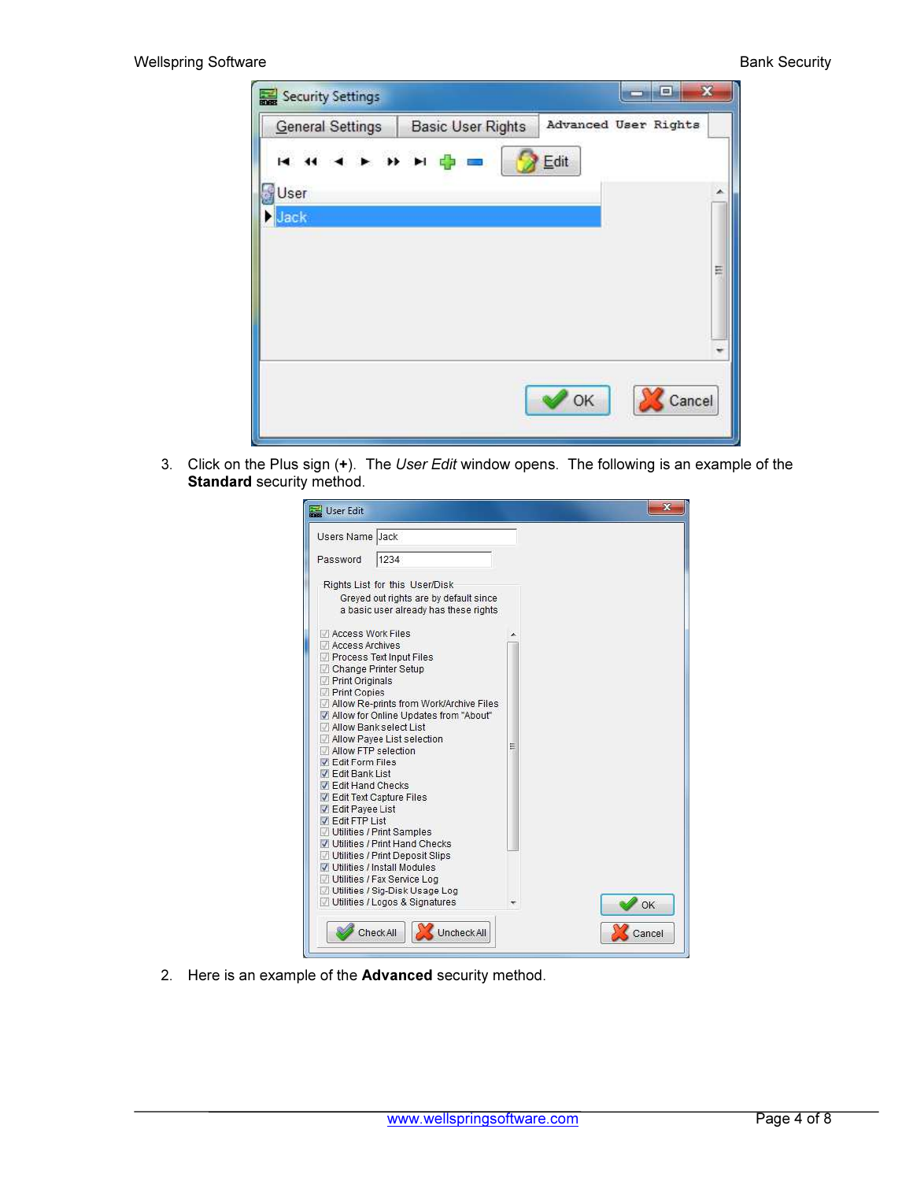3. Click on the Plus sign (**+**). The *User Edit* window opens. The following is an example of the **Standard** security method.

2. Here is an example of the **Advanced** security method.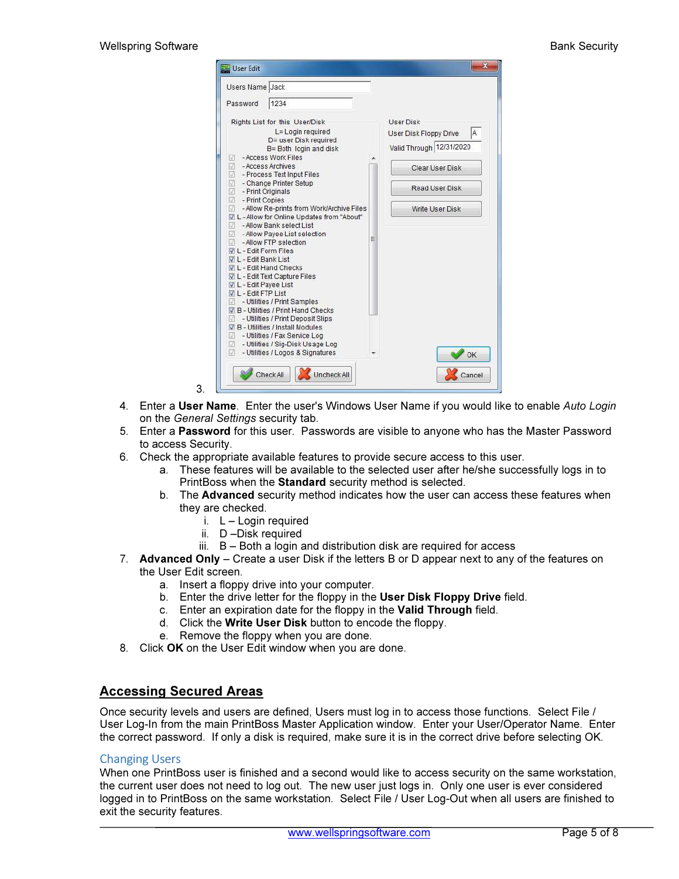3.

4. Enter a **User Name**. Enter the user's Windows User Name if you would like to enable *Auto Login* on the *General Settings* security tab.
5. Enter a **Password** for this user. Passwords are visible to anyone who has the Master Password to access Security.
6. Check the appropriate available features to provide secure access to this user.
   a. These features will be available to the selected user after he/she successfully logs in to PrintBoss when the **Standard** security method is selected.
   b. The **Advanced** security method indicates how the user can access these features when they are checked.
      i. L – Login required
      ii. D –Disk required
      iii. B – Both a login and distribution disk are required for access
7. **Advanced Only** – Create a user Disk if the letters B or D appear next to any of the features on the User Edit screen.
   a. Insert a floppy drive into your computer.
   b. Enter the drive letter for the floppy in the **User Disk Floppy Drive** field.
   c. Enter an expiration date for the floppy in the **Valid Through** field.
   d. Click the **Write User Disk** button to encode the floppy.
   e. Remove the floppy when you are done.
8. Click **OK** on the User Edit window when you are done.

## Accessing Secured Areas

Once security levels and users are defined, Users must log in to access those functions. Select File / User Log-In from the main PrintBoss Master Application window. Enter your User/Operator Name. Enter the correct password. If only a disk is required, make sure it is in the correct drive before selecting OK.

### Changing Users

When one PrintBoss user is finished and a second would like to access security on the same workstation, the current user does not need to log out. The new user just logs in. Only one user is ever considered logged in to PrintBoss on the same workstation. Select File / User Log-Out when all users are finished to exit the security features.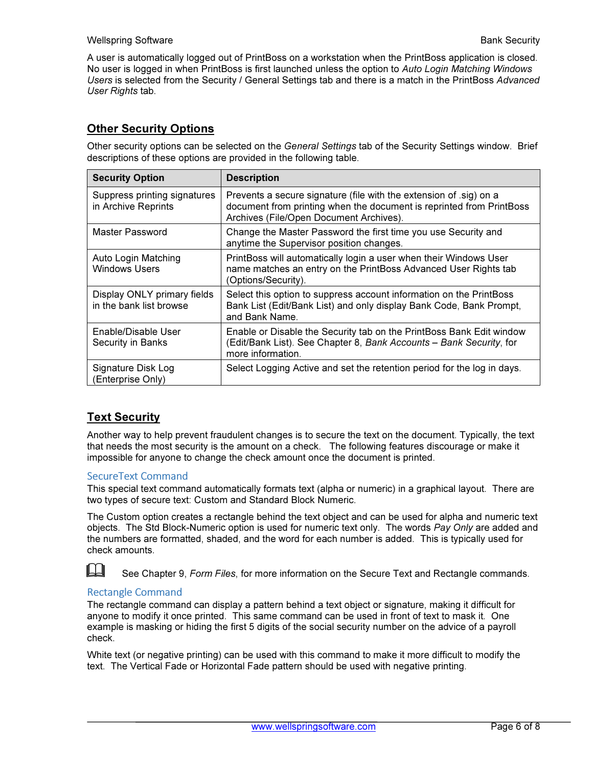A user is automatically logged out of PrintBoss on a workstation when the PrintBoss application is closed. No user is logged in when PrintBoss is first launched unless the option to *Auto Login Matching Windows Users* is selected from the Security / General Settings tab and there is a match in the PrintBoss *Advanced User Rights* tab.

## Other Security Options

Other security options can be selected on the *General Settings* tab of the Security Settings window. Brief descriptions of these options are provided in the following table.

| Security Option | Description |
| --- | --- |
| Suppress printing signatures in Archive Reprints | Prevents a secure signature (file with the extension of .sig) on a document from printing when the document is reprinted from PrintBoss Archives (File/Open Document Archives). |
| Master Password | Change the Master Password the first time you use Security and anytime the Supervisor position changes. |
| Auto Login Matching Windows Users | PrintBoss will automatically login a user when their Windows User name matches an entry on the PrintBoss Advanced User Rights tab (Options/Security). |
| Display ONLY primary fields in the bank list browse | Select this option to suppress account information on the PrintBoss Bank List (Edit/Bank List) and only display Bank Code, Bank Prompt, and Bank Name. |
| Enable/Disable User Security in Banks | Enable or Disable the Security tab on the PrintBoss Bank Edit window (Edit/Bank List). See Chapter 8, *Bank Accounts – Bank Security*, for more information. |
| Signature Disk Log (Enterprise Only) | Select Logging Active and set the retention period for the log in days. |

## Text Security

Another way to help prevent fraudulent changes is to secure the text on the document. Typically, the text that needs the most security is the amount on a check. The following features discourage or make it impossible for anyone to change the check amount once the document is printed.

### SecureText Command

This special text command automatically formats text (alpha or numeric) in a graphical layout. There are two types of secure text: Custom and Standard Block Numeric.

The Custom option creates a rectangle behind the text object and can be used for alpha and numeric text objects. The Std Block-Numeric option is used for numeric text only. The words *Pay Only* are added and the numbers are formatted, shaded, and the word for each number is added. This is typically used for check amounts.

See Chapter 9, *Form Files*, for more information on the Secure Text and Rectangle commands.

### Rectangle Command

The rectangle command can display a pattern behind a text object or signature, making it difficult for anyone to modify it once printed. This same command can be used in front of text to mask it. One example is masking or hiding the first 5 digits of the social security number on the advice of a payroll check.

White text (or negative printing) can be used with this command to make it more difficult to modify the text. The Vertical Fade or Horizontal Fade pattern should be used with negative printing.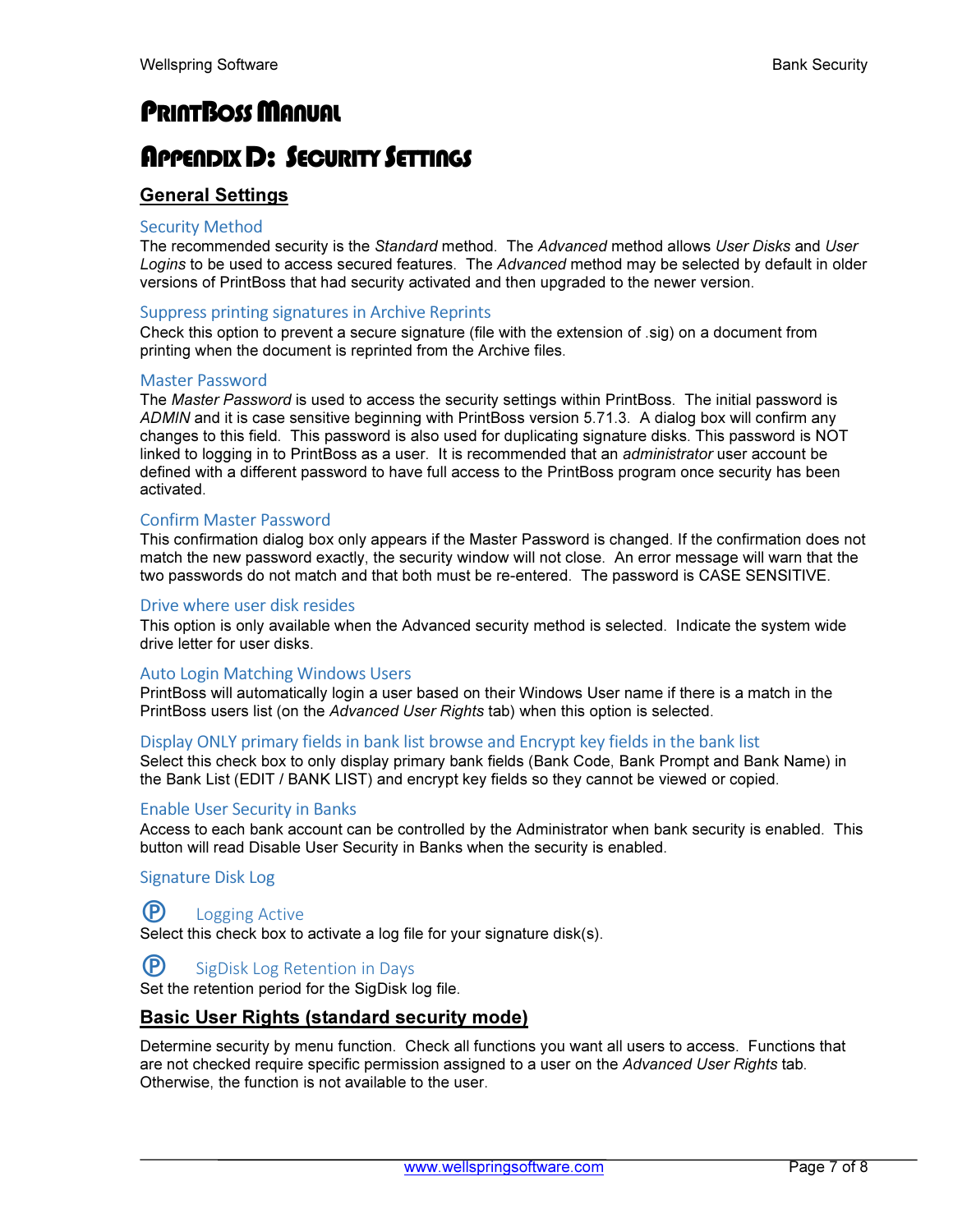# PrintBoss Manual

# Appendix D: Security Settings

## General Settings

### Security Method

The recommended security is the *Standard* method. The *Advanced* method allows *User Disks* and *User Logins* to be used to access secured features. The *Advanced* method may be selected by default in older versions of PrintBoss that had security activated and then upgraded to the newer version.

### Suppress printing signatures in Archive Reprints

Check this option to prevent a secure signature (file with the extension of .sig) on a document from printing when the document is reprinted from the Archive files.

### Master Password

The *Master Password* is used to access the security settings within PrintBoss. The initial password is *ADMIN* and it is case sensitive beginning with PrintBoss version 5.71.3. A dialog box will confirm any changes to this field. This password is also used for duplicating signature disks. This password is NOT linked to logging in to PrintBoss as a user. It is recommended that an *administrator* user account be defined with a different password to have full access to the PrintBoss program once security has been activated.

### Confirm Master Password

This confirmation dialog box only appears if the Master Password is changed. If the confirmation does not match the new password exactly, the security window will not close. An error message will warn that the two passwords do not match and that both must be re-entered. The password is CASE SENSITIVE.

### Drive where user disk resides

This option is only available when the Advanced security method is selected. Indicate the system wide drive letter for user disks.

### Auto Login Matching Windows Users

PrintBoss will automatically login a user based on their Windows User name if there is a match in the PrintBoss users list (on the *Advanced User Rights* tab) when this option is selected.

### Display ONLY primary fields in bank list browse and Encrypt key fields in the bank list

Select this check box to only display primary bank fields (Bank Code, Bank Prompt and Bank Name) in the Bank List (EDIT / BANK LIST) and encrypt key fields so they cannot be viewed or copied.

### Enable User Security in Banks

Access to each bank account can be controlled by the Administrator when bank security is enabled. This button will read Disable User Security in Banks when the security is enabled.

### Signature Disk Log

#### Ⓟ Logging Active

Select this check box to activate a log file for your signature disk(s).

#### Ⓟ SigDisk Log Retention in Days

Set the retention period for the SigDisk log file.

## Basic User Rights (standard security mode)

Determine security by menu function. Check all functions you want all users to access. Functions that are not checked require specific permission assigned to a user on the *Advanced User Rights* tab. Otherwise, the function is not available to the user.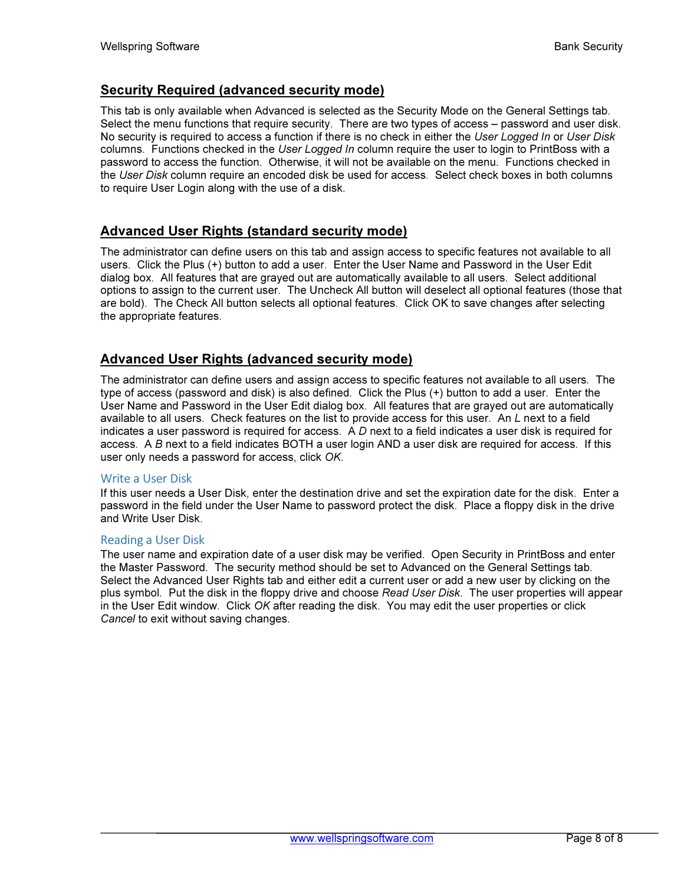## Security Required (advanced security mode)

This tab is only available when Advanced is selected as the Security Mode on the General Settings tab. Select the menu functions that require security. There are two types of access – password and user disk. No security is required to access a function if there is no check in either the *User Logged In* or *User Disk* columns. Functions checked in the *User Logged In* column require the user to login to PrintBoss with a password to access the function. Otherwise, it will not be available on the menu. Functions checked in the *User Disk* column require an encoded disk be used for access. Select check boxes in both columns to require User Login along with the use of a disk.

## Advanced User Rights (standard security mode)

The administrator can define users on this tab and assign access to specific features not available to all users. Click the Plus (+) button to add a user. Enter the User Name and Password in the User Edit dialog box. All features that are grayed out are automatically available to all users. Select additional options to assign to the current user. The Uncheck All button will deselect all optional features (those that are bold). The Check All button selects all optional features. Click OK to save changes after selecting the appropriate features.

## Advanced User Rights (advanced security mode)

The administrator can define users and assign access to specific features not available to all users. The type of access (password and disk) is also defined. Click the Plus (+) button to add a user. Enter the User Name and Password in the User Edit dialog box. All features that are grayed out are automatically available to all users. Check features on the list to provide access for this user. An *L* next to a field indicates a user password is required for access. A *D* next to a field indicates a user disk is required for access. A *B* next to a field indicates BOTH a user login AND a user disk are required for access. If this user only needs a password for access, click *OK*.

### Write a User Disk

If this user needs a User Disk, enter the destination drive and set the expiration date for the disk. Enter a password in the field under the User Name to password protect the disk. Place a floppy disk in the drive and Write User Disk.

### Reading a User Disk

The user name and expiration date of a user disk may be verified. Open Security in PrintBoss and enter the Master Password. The security method should be set to Advanced on the General Settings tab. Select the Advanced User Rights tab and either edit a current user or add a new user by clicking on the plus symbol. Put the disk in the floppy drive and choose *Read User Disk*. The user properties will appear in the User Edit window. Click *OK* after reading the disk. You may edit the user properties or click *Cancel* to exit without saving changes.